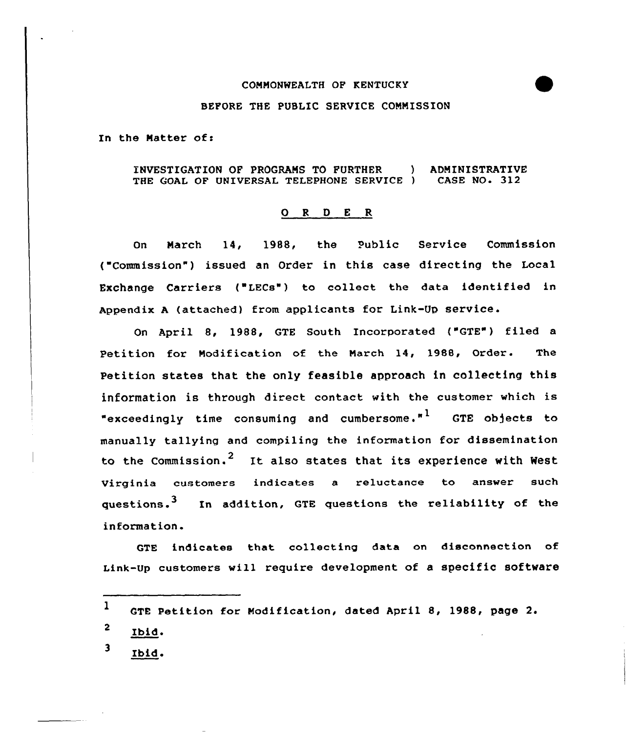COMMONWEALTH OF KENTUCKY

BEFORE THE PUBLIC SERVICE COMMISSION

In the Matter of:

INVESTIGATION OF PROGRAMS TO FURTHER ) ADMINISTRATIVE
THE GOAL OF UNIVERSAL TELEPHONE SERVICE ) CASE NO. 312

## O R D E R

On March 14, 1988, the Public Service Commission ("Commission") issued an Order in this case directing the Local Exchange Carriers ("LECs") to collect the data identified in Appendix A (attached) from applicants for Link-Up service.

On April 8, 1988, GTE South Incorporated ("GTE") filed a Petition for Modification of the March 14, 1988, Order. The Petition states that the only feasible approach in collecting this information is through direct contact with the customer which is "exceedingly time consuming and cumbersome."[1] GTE objects to manually tallying and compiling the information for dissemination to the Commission.[2] It also states that its experience with West Virginia customers indicates a reluctance to answer such questions.[3] In addition, GTE questions the reliability of the information.

GTE indicates that collecting data on disconnection of Link-Up customers will require development of a specific software

---

[1] GTE Petition for Modification, dated April 8, 1988, page 2.

[2] Ibid.

[3] Ibid.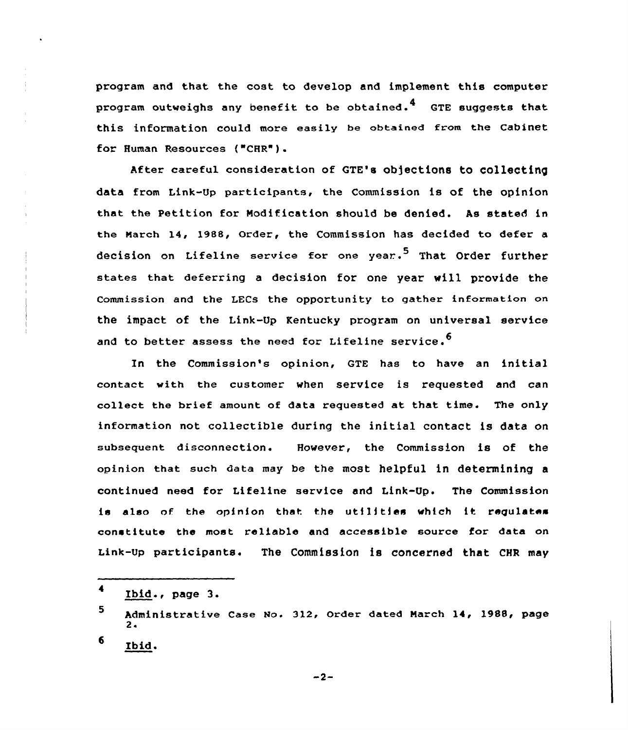program and that the cost to develop and implement this computer program outweighs any benefit to be obtained.[4] GTE suggests that this information could more easily be obtained from the Cabinet for Human Resources ("CHR").

After careful consideration of GTE's objections to collecting data from Link-Up participants, the Commission is of the opinion that the Petition for Modification should be denied. As stated in the March 14, 1988, Order, the Commission has decided to defer a decision on Lifeline service for one year.[5] That Order further states that deferring a decision for one year will provide the Commission and the LECs the opportunity to gather information on the impact of the Link-Up Kentucky program on universal service and to better assess the need for Lifeline service.[6]

In the Commission's opinion, GTE has to have an initial contact with the customer when service is requested and can collect the brief amount of data requested at that time. The only information not collectible during the initial contact is data on subsequent disconnection. However, the Commission is of the opinion that such data may be the most helpful in determining a continued need for Lifeline service and Link-Up. The Commission is also of the opinion that the utilities which it regulates constitute the most reliable and accessible source for data on Link-Up participants. The Commission is concerned that CHR may

---

[4] Ibid., page 3.

[5] Administrative Case No. 312, Order dated March 14, 1988, page 2.

[6] Ibid.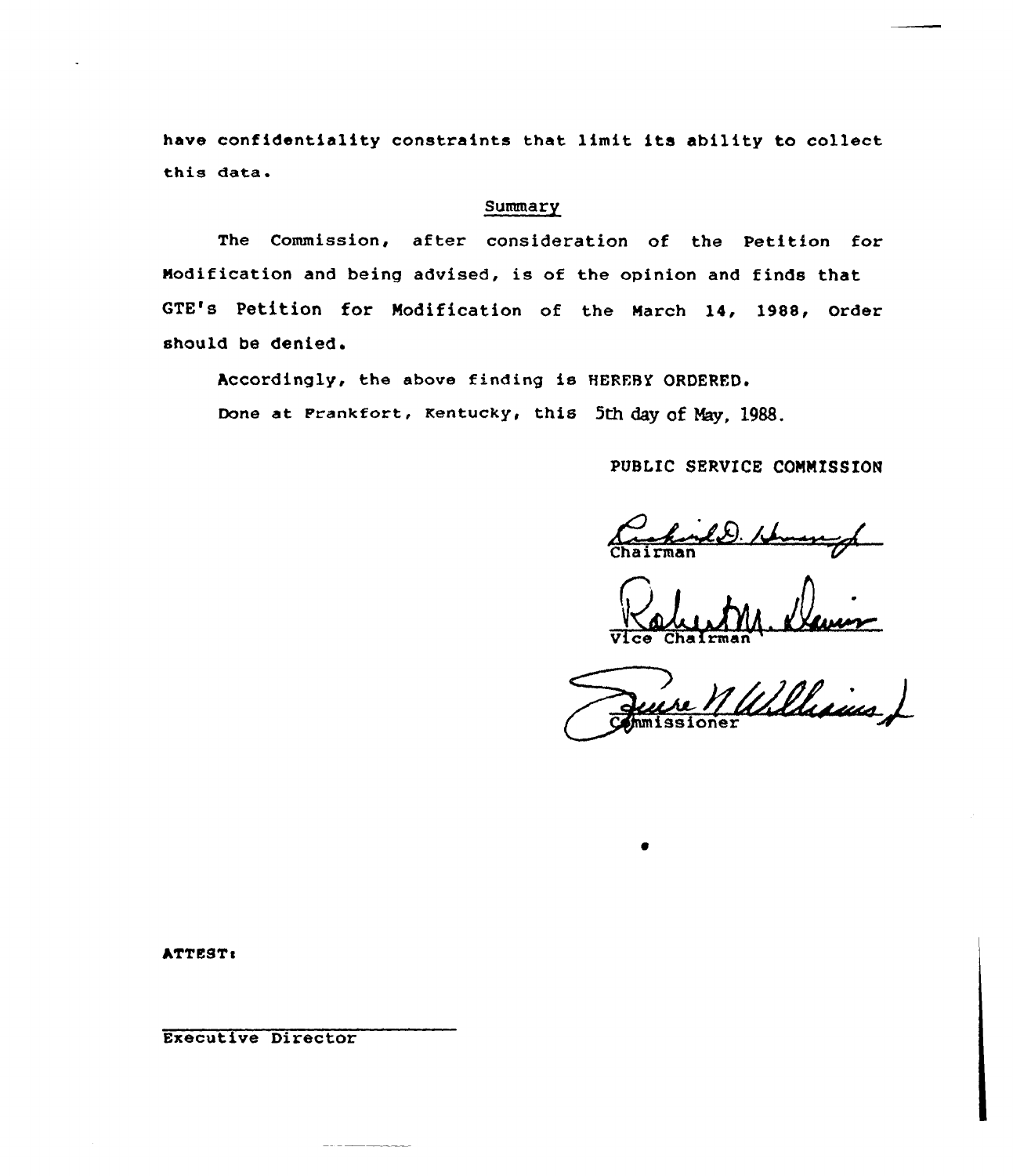have confidentiality constraints that limit its ability to collect this data.

## Summary

The Commission, after consideration of the Petition for Modification and being advised, is of the opinion and finds that GTE's Petition for Modification of the March 14, 1988, Order should be denied.

Accordingly, the above finding is HEREBY ORDERED.

Done at Frankfort, Kentucky, this 5th day of May, 1988.

PUBLIC SERVICE COMMISSION

Chairman

Vice Chairman

Commissioner

ATTEST:

Executive Director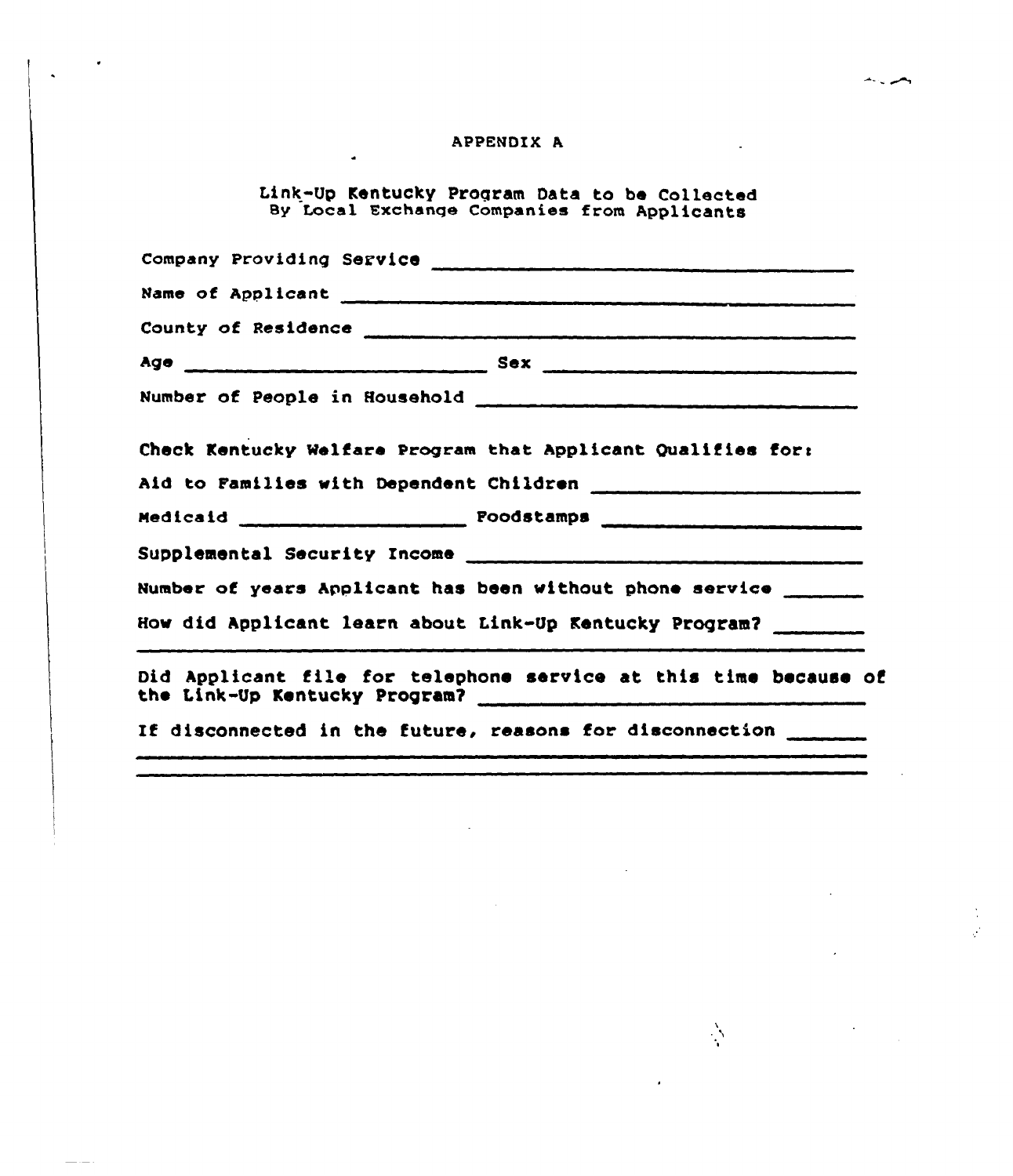# APPENDIX A

## Link-Up Kentucky Program Data to be Collected By Local Exchange Companies from Applicants

Company Providing Service ______________________________

Name of Applicant ______________________________

County of Residence ______________________________

Age ____________________ Sex ____________________

Number of People in Household ______________________________

Check Kentucky Welfare Program that Applicant Qualifies for:

Aid to Families with Dependent Children ____________________

Medicaid ________________ Foodstamps ____________________

Supplemental Security Income ______________________________

Number of years Applicant has been without phone service ______

How did Applicant learn about Link-Up Kentucky Program? ______

______________________________________________________________

Did Applicant file for telephone service at this time because of the Link-Up Kentucky Program? ____________________

If disconnected in the future, reasons for disconnection ______

______________________________________________________________

______________________________________________________________